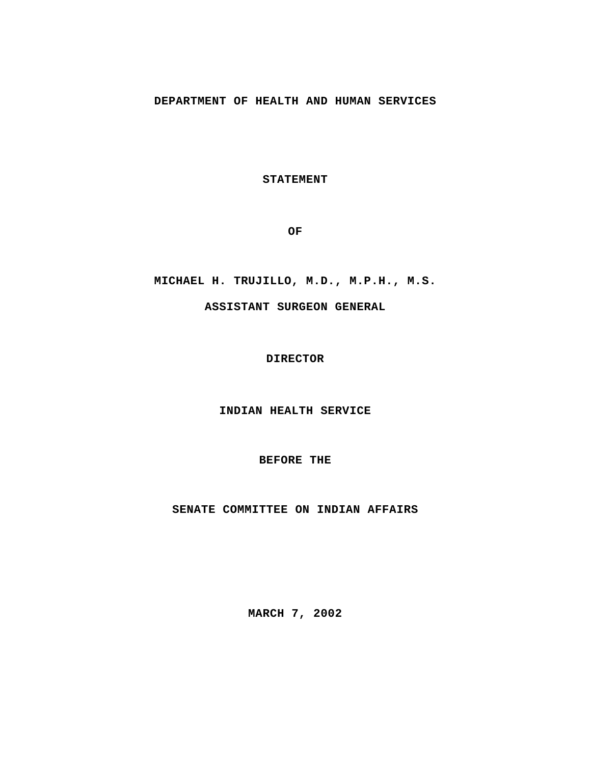**DEPARTMENT OF HEALTH AND HUMAN SERVICES**

**STATEMENT**

**OF**

**MICHAEL H. TRUJILLO, M.D., M.P.H., M.S.**

**ASSISTANT SURGEON GENERAL**

**DIRECTOR**

**INDIAN HEALTH SERVICE**

**BEFORE THE**

**SENATE COMMITTEE ON INDIAN AFFAIRS**

**MARCH 7, 2002**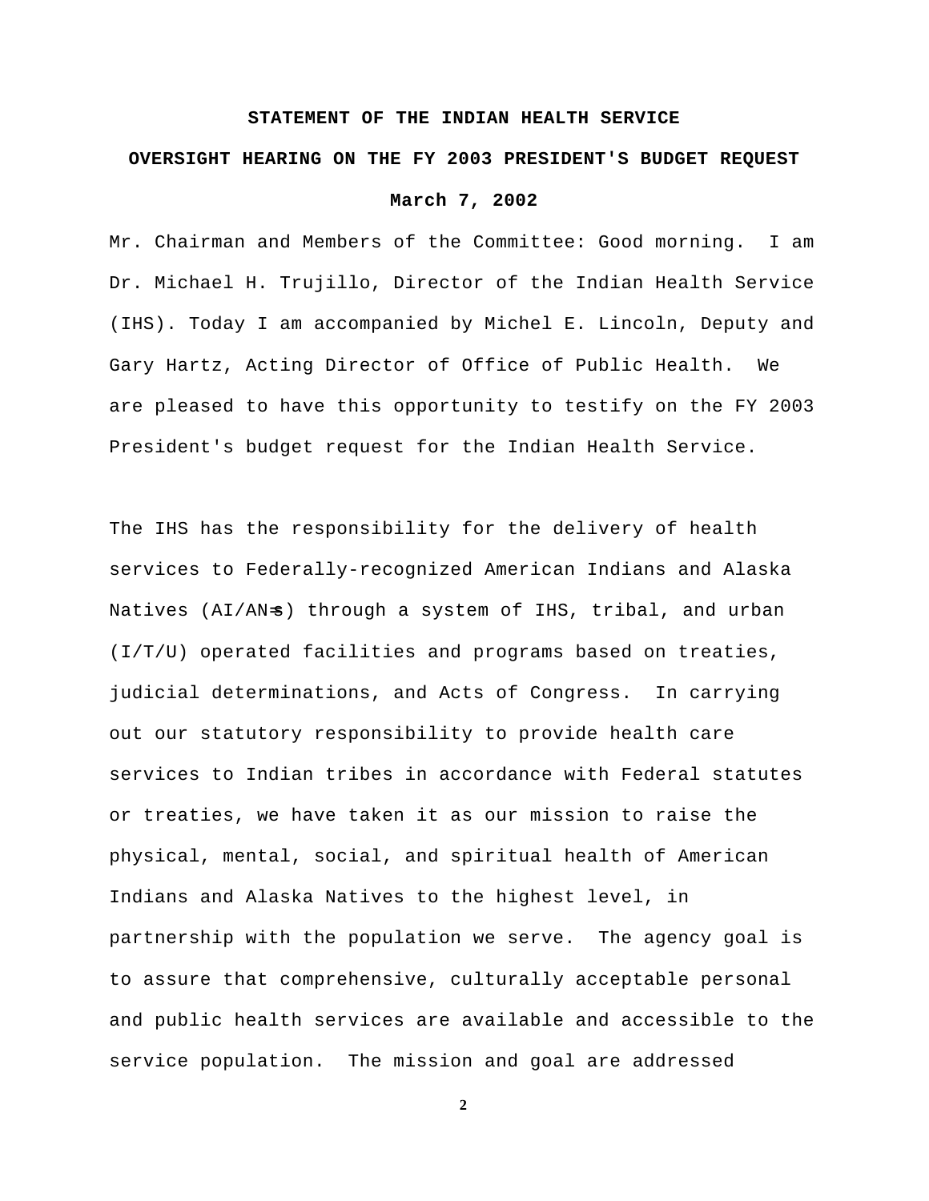**STATEMENT OF THE INDIAN HEALTH SERVICE**

**OVERSIGHT HEARING ON THE FY 2003 PRESIDENT'S BUDGET REQUEST**

**March 7, 2002**

Mr. Chairman and Members of the Committee: Good morning. I am Dr. Michael H. Trujillo, Director of the Indian Health Service (IHS). Today I am accompanied by Michel E. Lincoln, Deputy and Gary Hartz, Acting Director of Office of Public Health. We are pleased to have this opportunity to testify on the FY 2003 President's budget request for the Indian Health Service.

The IHS has the responsibility for the delivery of health services to Federally-recognized American Indians and Alaska Natives (AI/AN=s) through a system of IHS, tribal, and urban (I/T/U) operated facilities and programs based on treaties, judicial determinations, and Acts of Congress. In carrying out our statutory responsibility to provide health care services to Indian tribes in accordance with Federal statutes or treaties, we have taken it as our mission to raise the physical, mental, social, and spiritual health of American Indians and Alaska Natives to the highest level, in partnership with the population we serve. The agency goal is to assure that comprehensive, culturally acceptable personal and public health services are available and accessible to the service population. The mission and goal are addressed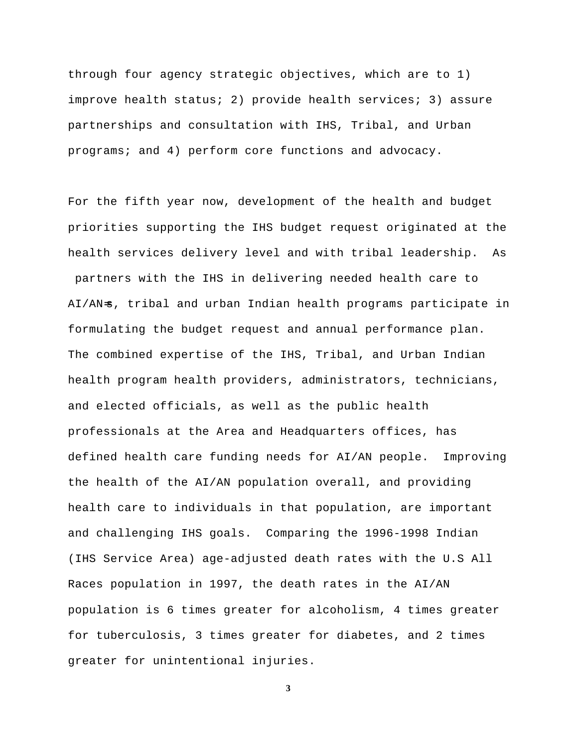through four agency strategic objectives, which are to 1) improve health status; 2) provide health services; 3) assure partnerships and consultation with IHS, Tribal, and Urban programs; and 4) perform core functions and advocacy.

For the fifth year now, development of the health and budget priorities supporting the IHS budget request originated at the health services delivery level and with tribal leadership. As partners with the IHS in delivering needed health care to AI/AN=s, tribal and urban Indian health programs participate in formulating the budget request and annual performance plan. The combined expertise of the IHS, Tribal, and Urban Indian health program health providers, administrators, technicians, and elected officials, as well as the public health professionals at the Area and Headquarters offices, has defined health care funding needs for AI/AN people. Improving the health of the AI/AN population overall, and providing health care to individuals in that population, are important and challenging IHS goals. Comparing the 1996-1998 Indian (IHS Service Area) age-adjusted death rates with the U.S All Races population in 1997, the death rates in the AI/AN population is 6 times greater for alcoholism, 4 times greater for tuberculosis, 3 times greater for diabetes, and 2 times greater for unintentional injuries.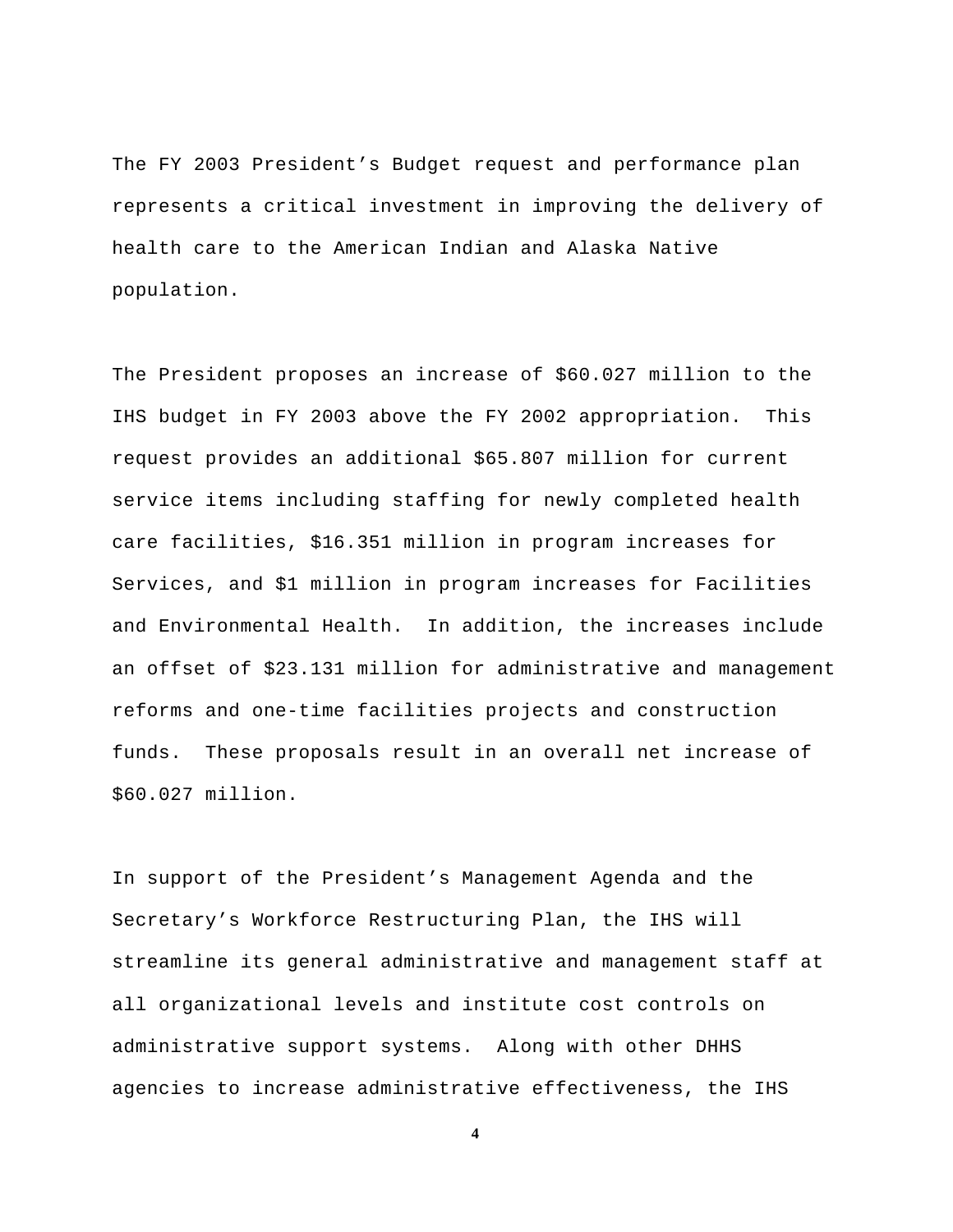The FY 2003 President's Budget request and performance plan represents a critical investment in improving the delivery of health care to the American Indian and Alaska Native population.

The President proposes an increase of $60.027 million to the IHS budget in FY 2003 above the FY 2002 appropriation. This request provides an additional $65.807 million for current service items including staffing for newly completed health care facilities, $16.351 million in program increases for Services, and $1 million in program increases for Facilities and Environmental Health. In addition, the increases include an offset of $23.131 million for administrative and management reforms and one-time facilities projects and construction funds. These proposals result in an overall net increase of $60.027 million.

In support of the President's Management Agenda and the Secretary's Workforce Restructuring Plan, the IHS will streamline its general administrative and management staff at all organizational levels and institute cost controls on administrative support systems. Along with other DHHS agencies to increase administrative effectiveness, the IHS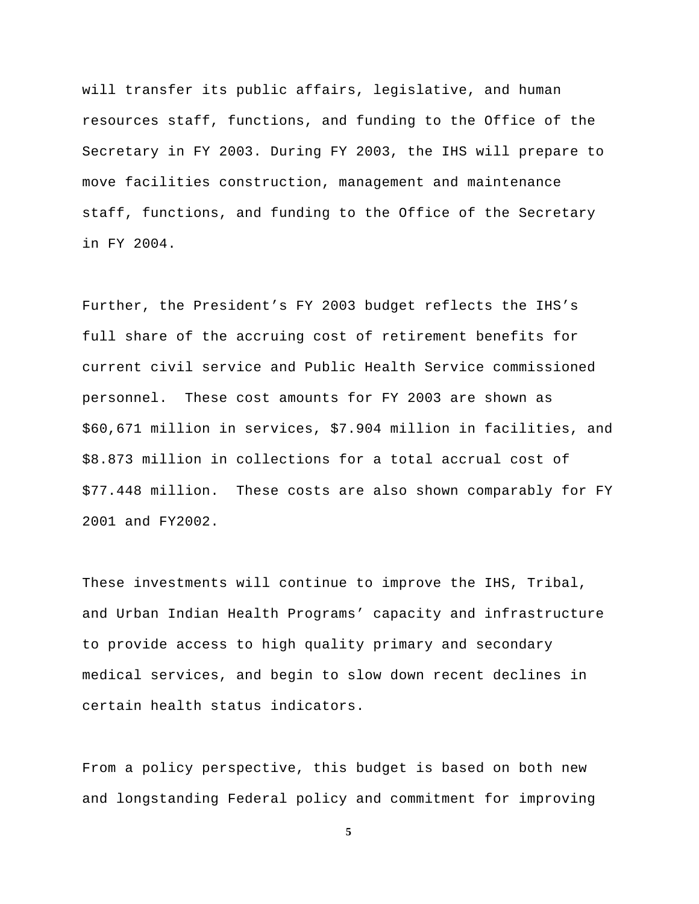will transfer its public affairs, legislative, and human resources staff, functions, and funding to the Office of the Secretary in FY 2003. During FY 2003, the IHS will prepare to move facilities construction, management and maintenance staff, functions, and funding to the Office of the Secretary in FY 2004.

Further, the President's FY 2003 budget reflects the IHS's full share of the accruing cost of retirement benefits for current civil service and Public Health Service commissioned personnel. These cost amounts for FY 2003 are shown as $60,671 million in services, $7.904 million in facilities, and $8.873 million in collections for a total accrual cost of $77.448 million. These costs are also shown comparably for FY 2001 and FY2002.

These investments will continue to improve the IHS, Tribal, and Urban Indian Health Programs' capacity and infrastructure to provide access to high quality primary and secondary medical services, and begin to slow down recent declines in certain health status indicators.

From a policy perspective, this budget is based on both new and longstanding Federal policy and commitment for improving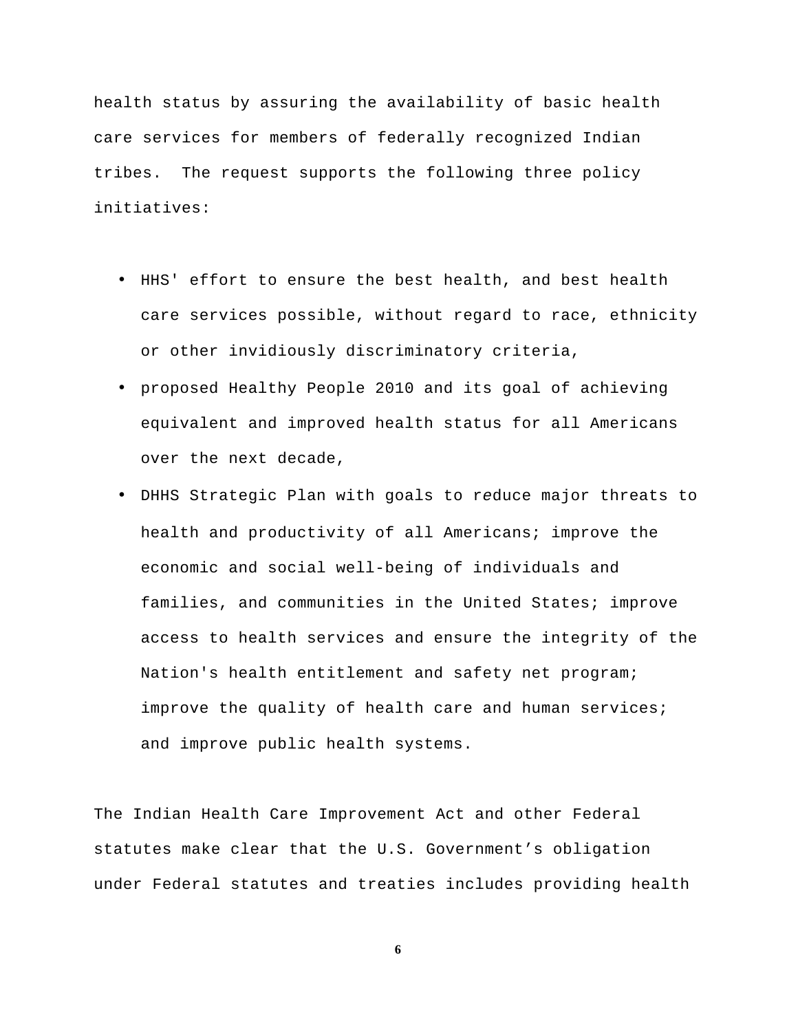health status by assuring the availability of basic health care services for members of federally recognized Indian tribes. The request supports the following three policy initiatives:

- HHS' effort to ensure the best health, and best health care services possible, without regard to race, ethnicity or other invidiously discriminatory criteria,
- proposed Healthy People 2010 and its goal of achieving equivalent and improved health status for all Americans over the next decade,
- DHHS Strategic Plan with goals to reduce major threats to health and productivity of all Americans; improve the economic and social well-being of individuals and families, and communities in the United States; improve access to health services and ensure the integrity of the Nation's health entitlement and safety net program; improve the quality of health care and human services; and improve public health systems.

The Indian Health Care Improvement Act and other Federal statutes make clear that the U.S. Government's obligation under Federal statutes and treaties includes providing health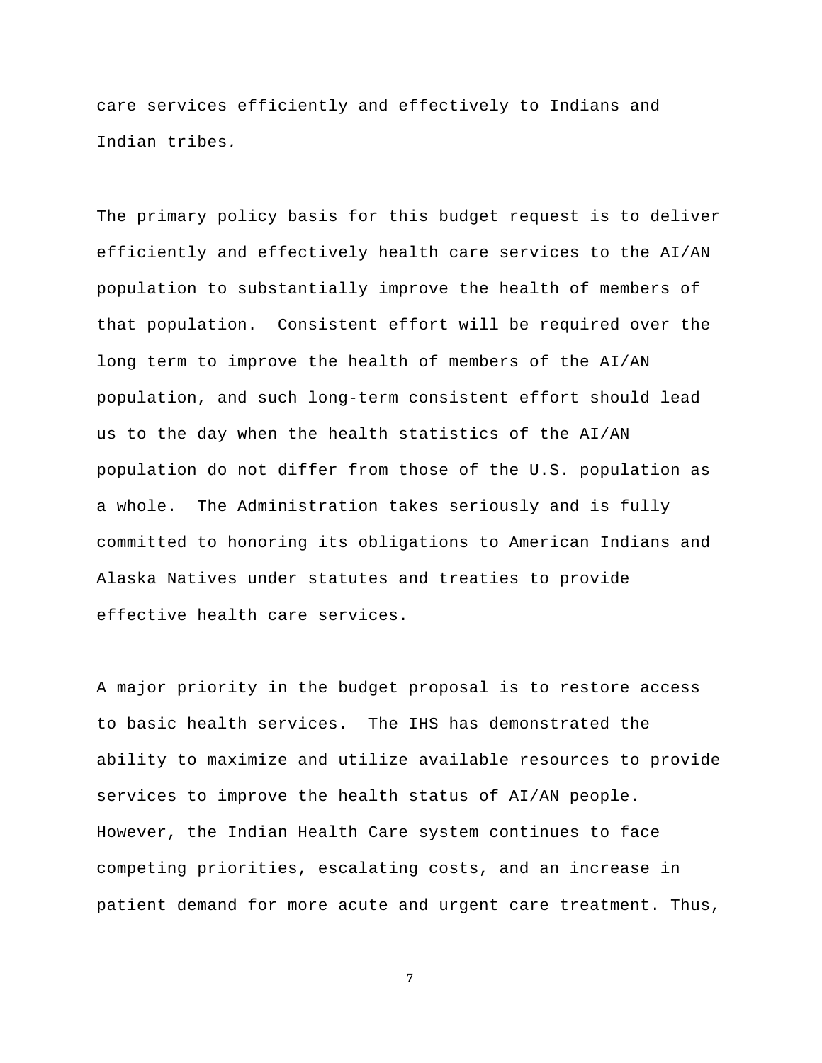care services efficiently and effectively to Indians and Indian tribes.

The primary policy basis for this budget request is to deliver efficiently and effectively health care services to the AI/AN population to substantially improve the health of members of that population. Consistent effort will be required over the long term to improve the health of members of the AI/AN population, and such long-term consistent effort should lead us to the day when the health statistics of the AI/AN population do not differ from those of the U.S. population as a whole. The Administration takes seriously and is fully committed to honoring its obligations to American Indians and Alaska Natives under statutes and treaties to provide effective health care services.

A major priority in the budget proposal is to restore access to basic health services. The IHS has demonstrated the ability to maximize and utilize available resources to provide services to improve the health status of AI/AN people. However, the Indian Health Care system continues to face competing priorities, escalating costs, and an increase in patient demand for more acute and urgent care treatment. Thus,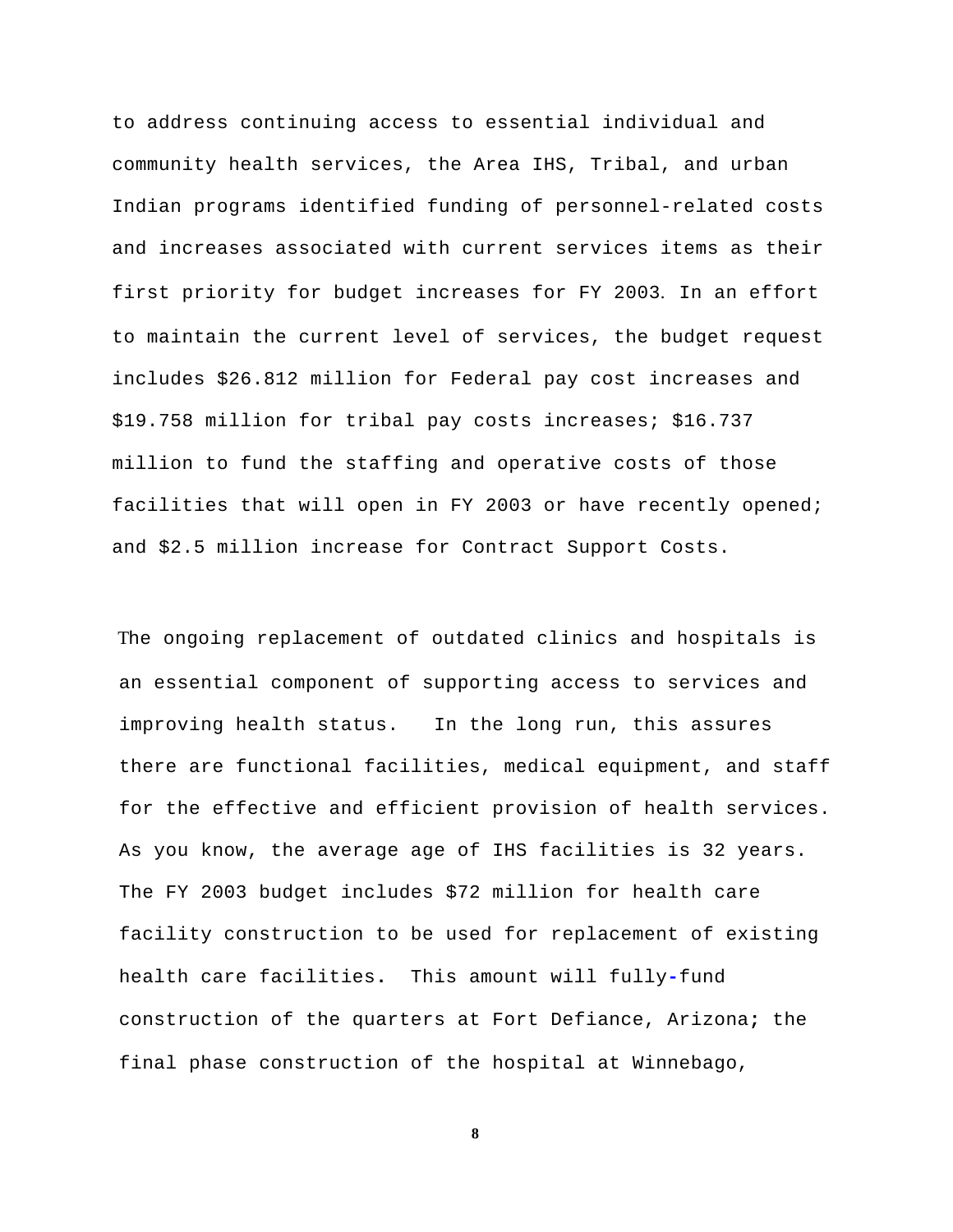to address continuing access to essential individual and community health services, the Area IHS, Tribal, and urban Indian programs identified funding of personnel-related costs and increases associated with current services items as their first priority for budget increases for FY 2003. In an effort to maintain the current level of services, the budget request includes $26.812 million for Federal pay cost increases and $19.758 million for tribal pay costs increases; $16.737 million to fund the staffing and operative costs of those facilities that will open in FY 2003 or have recently opened; and $2.5 million increase for Contract Support Costs.

The ongoing replacement of outdated clinics and hospitals is an essential component of supporting access to services and improving health status. In the long run, this assures there are functional facilities, medical equipment, and staff for the effective and efficient provision of health services. As you know, the average age of IHS facilities is 32 years. The FY 2003 budget includes $72 million for health care facility construction to be used for replacement of existing health care facilities. This amount will fully-fund construction of the quarters at Fort Defiance, Arizona; the final phase construction of the hospital at Winnebago,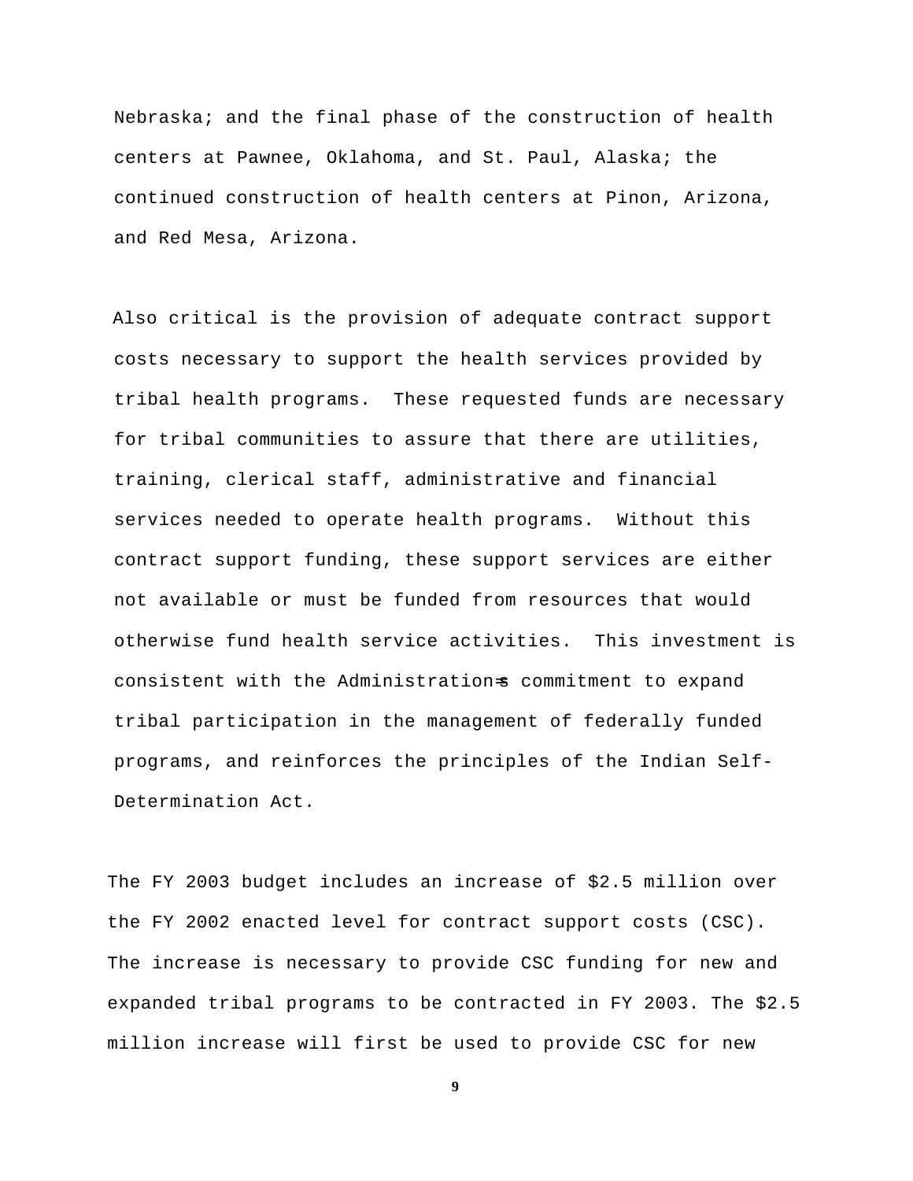Nebraska; and the final phase of the construction of health centers at Pawnee, Oklahoma, and St. Paul, Alaska; the continued construction of health centers at Pinon, Arizona, and Red Mesa, Arizona.

Also critical is the provision of adequate contract support costs necessary to support the health services provided by tribal health programs. These requested funds are necessary for tribal communities to assure that there are utilities, training, clerical staff, administrative and financial services needed to operate health programs. Without this contract support funding, these support services are either not available or must be funded from resources that would otherwise fund health service activities. This investment is consistent with the Administration's commitment to expand tribal participation in the management of federally funded programs, and reinforces the principles of the Indian Self-Determination Act.

The FY 2003 budget includes an increase of $2.5 million over the FY 2002 enacted level for contract support costs (CSC). The increase is necessary to provide CSC funding for new and expanded tribal programs to be contracted in FY 2003. The $2.5 million increase will first be used to provide CSC for new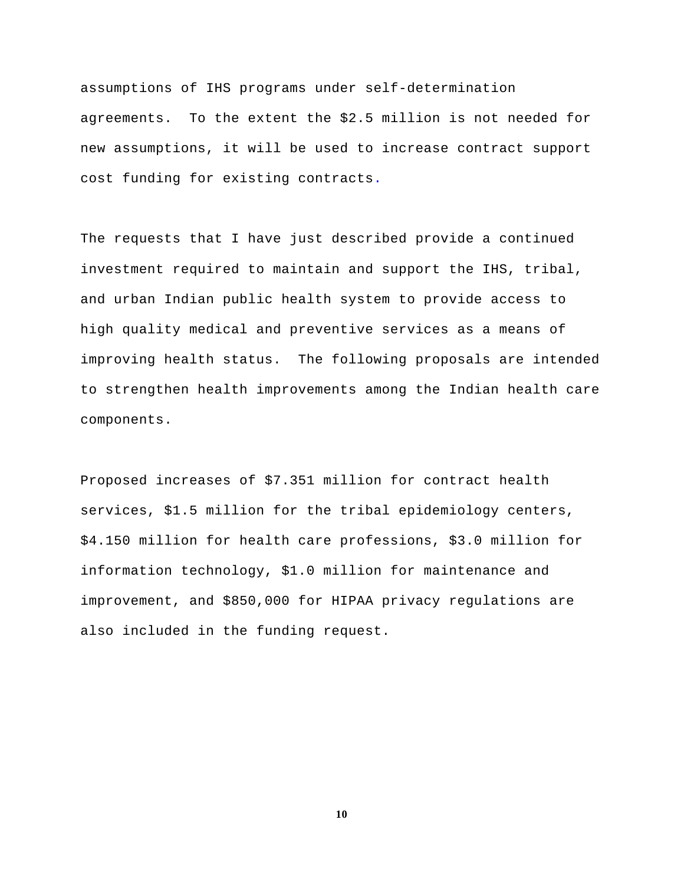assumptions of IHS programs under self-determination agreements. To the extent the $2.5 million is not needed for new assumptions, it will be used to increase contract support cost funding for existing contracts.

The requests that I have just described provide a continued investment required to maintain and support the IHS, tribal, and urban Indian public health system to provide access to high quality medical and preventive services as a means of improving health status. The following proposals are intended to strengthen health improvements among the Indian health care components.

Proposed increases of $7.351 million for contract health services, $1.5 million for the tribal epidemiology centers, $4.150 million for health care professions, $3.0 million for information technology, $1.0 million for maintenance and improvement, and $850,000 for HIPAA privacy regulations are also included in the funding request.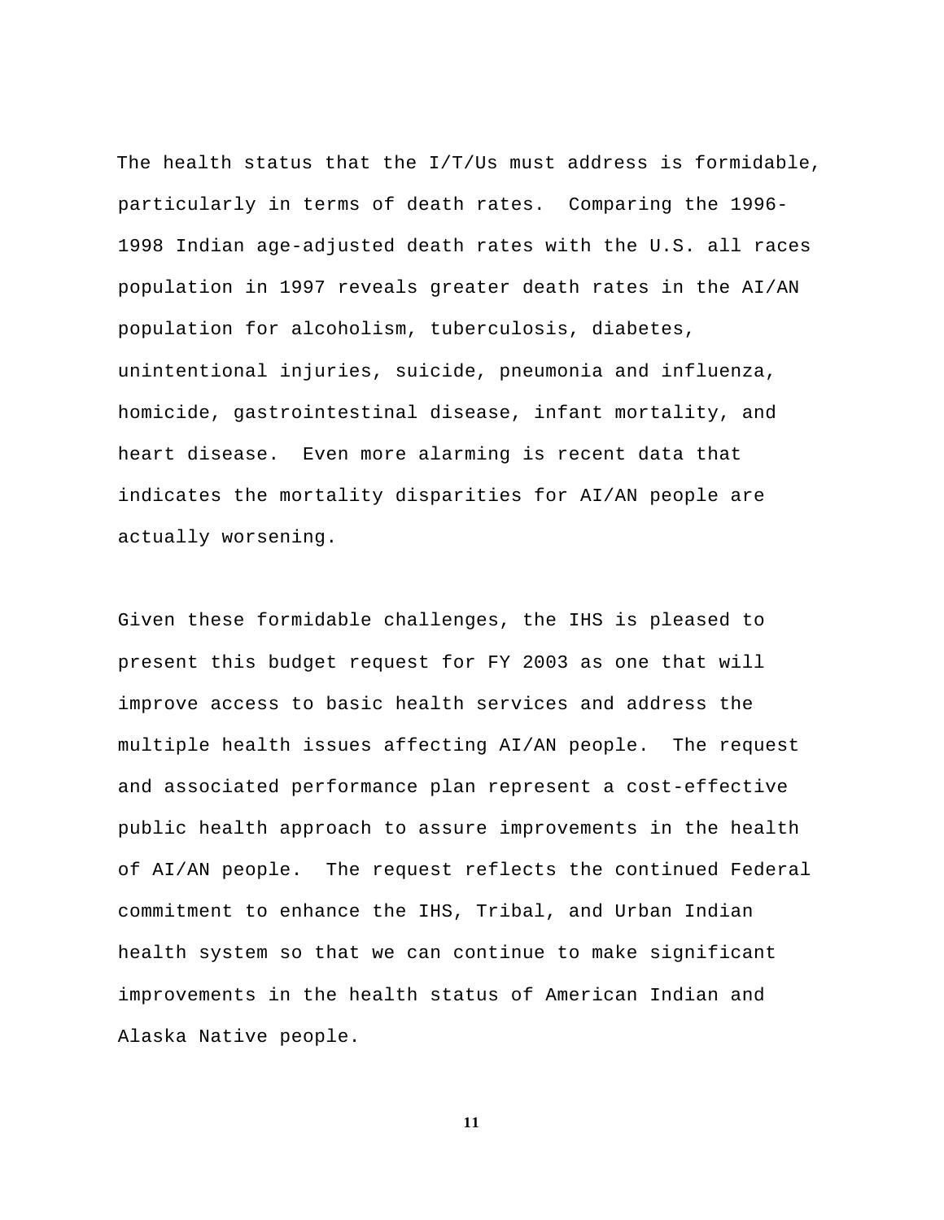The health status that the I/T/Us must address is formidable, particularly in terms of death rates. Comparing the 1996-1998 Indian age-adjusted death rates with the U.S. all races population in 1997 reveals greater death rates in the AI/AN population for alcoholism, tuberculosis, diabetes, unintentional injuries, suicide, pneumonia and influenza, homicide, gastrointestinal disease, infant mortality, and heart disease. Even more alarming is recent data that indicates the mortality disparities for AI/AN people are actually worsening.

Given these formidable challenges, the IHS is pleased to present this budget request for FY 2003 as one that will improve access to basic health services and address the multiple health issues affecting AI/AN people. The request and associated performance plan represent a cost-effective public health approach to assure improvements in the health of AI/AN people. The request reflects the continued Federal commitment to enhance the IHS, Tribal, and Urban Indian health system so that we can continue to make significant improvements in the health status of American Indian and Alaska Native people.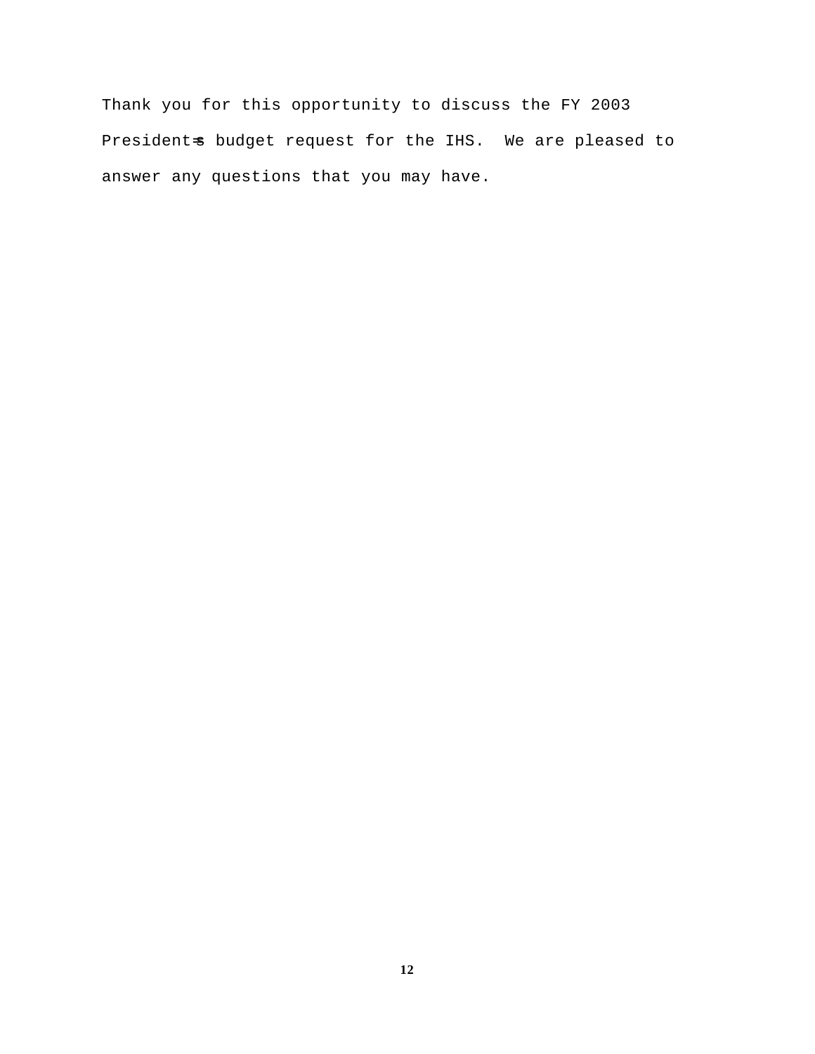Thank you for this opportunity to discuss the FY 2003 President=s budget request for the IHS. We are pleased to answer any questions that you may have.